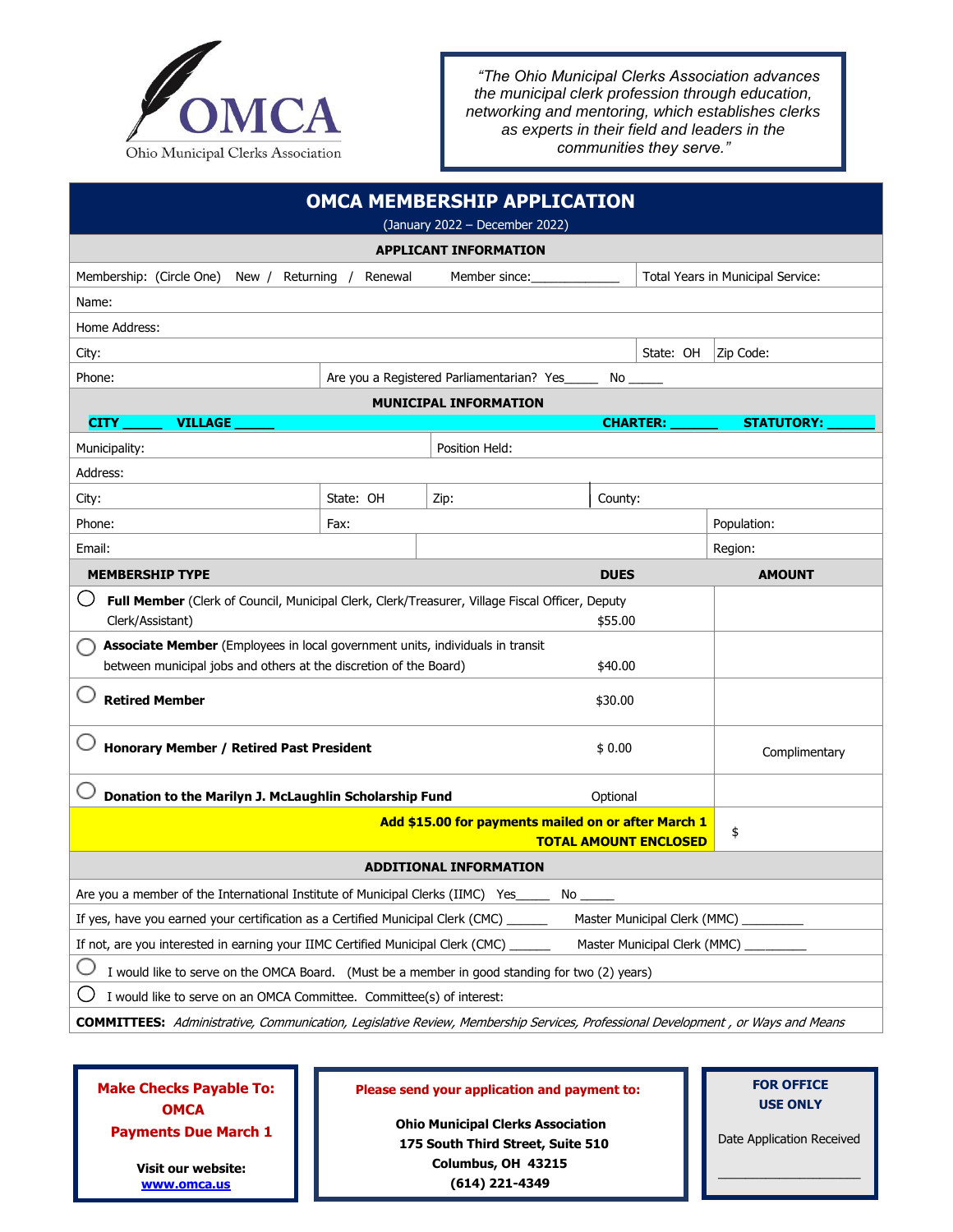OMCA
Ohio Municipal Clerks Association

*"The Ohio Municipal Clerks Association advances the municipal clerk profession through education, networking and mentoring, which establishes clerks as experts in their field and leaders in the communities they serve."*

# OMCA MEMBERSHIP APPLICATION

(January 2022 – December 2022)

## APPLICANT INFORMATION

| | | | |
|---|---|---|---|
| Membership: (Circle One) New / Returning / Renewal Member since:____________ | | Total Years in Municipal Service: | |
| Name: | | | |
| Home Address: | | | |
| City: | | State: OH | Zip Code: |
| Phone: | Are you a Registered Parliamentarian? Yes_____ No _____ | | |

## MUNICIPAL INFORMATION

**CITY _____ VILLAGE _____ CHARTER: ______ STATUTORY: ______**

| | | | | |
|---|---|---|---|---|
| Municipality: | | Position Held: | | |
| Address: | | | | |
| City: | State: OH | Zip: | County: | |
| Phone: | Fax: | | | Population: |
| Email: | | | | Region: |

| MEMBERSHIP TYPE | DUES | AMOUNT |
|---|---|---|
| ◯ **Full Member** (Clerk of Council, Municipal Clerk, Clerk/Treasurer, Village Fiscal Officer, Deputy Clerk/Assistant) | $55.00 | |
| ◯ **Associate Member** (Employees in local government units, individuals in transit between municipal jobs and others at the discretion of the Board) | $40.00 | |
| ◯ **Retired Member** | $30.00 | |
| ◯ **Honorary Member / Retired Past President** | $ 0.00 | Complimentary |
| ◯ **Donation to the Marilyn J. McLaughlin Scholarship Fund** | Optional | |
| **Add $15.00 for payments mailed on or after March 1** **TOTAL AMOUNT ENCLOSED** | | $ |

## ADDITIONAL INFORMATION

Are you a member of the International Institute of Municipal Clerks (IIMC) Yes_____ No _____

If yes, have you earned your certification as a Certified Municipal Clerk (CMC) ______ Master Municipal Clerk (MMC) _________

If not, are you interested in earning your IIMC Certified Municipal Clerk (CMC) ______ Master Municipal Clerk (MMC) _________

◯ I would like to serve on the OMCA Board. (Must be a member in good standing for two (2) years)

◯ I would like to serve on an OMCA Committee. Committee(s) of interest:

**COMMITTEES:** *Administrative, Communication, Legislative Review, Membership Services, Professional Development , or Ways and Means*

**Make Checks Payable To:**
**OMCA**
**Payments Due March 1**

**Visit our website:**
**www.omca.us**

**Please send your application and payment to:**

**Ohio Municipal Clerks Association**
**175 South Third Street, Suite 510**
**Columbus, OH 43215**
**(614) 221-4349**

**FOR OFFICE USE ONLY**

Date Application Received

____________________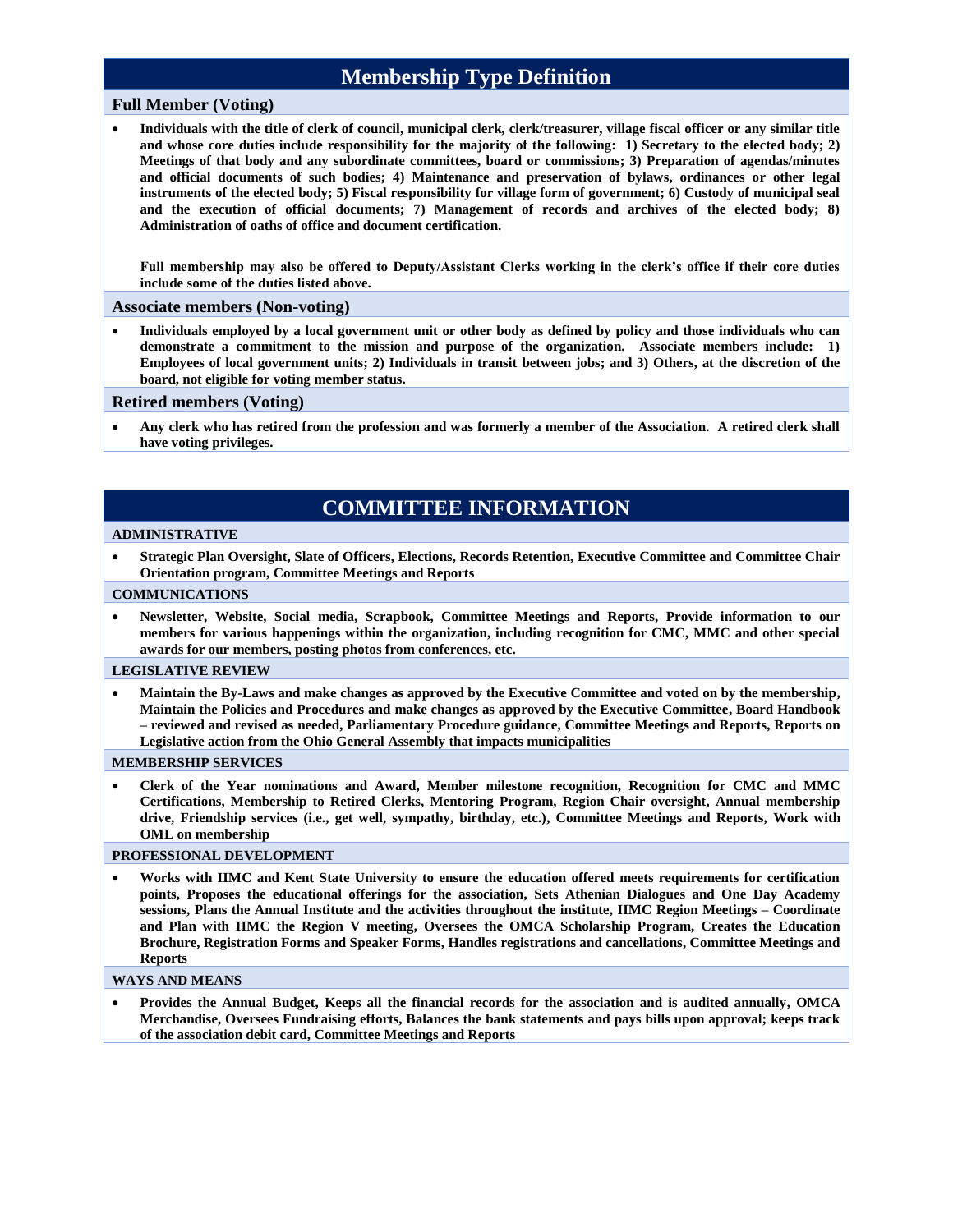## Membership Type Definition

### Full Member (Voting)

- **Individuals with the title of clerk of council, municipal clerk, clerk/treasurer, village fiscal officer or any similar title and whose core duties include responsibility for the majority of the following: 1) Secretary to the elected body; 2) Meetings of that body and any subordinate committees, board or commissions; 3) Preparation of agendas/minutes and official documents of such bodies; 4) Maintenance and preservation of bylaws, ordinances or other legal instruments of the elected body; 5) Fiscal responsibility for village form of government; 6) Custody of municipal seal and the execution of official documents; 7) Management of records and archives of the elected body; 8) Administration of oaths of office and document certification.**

  **Full membership may also be offered to Deputy/Assistant Clerks working in the clerk's office if their core duties include some of the duties listed above.**

### Associate members (Non-voting)

- **Individuals employed by a local government unit or other body as defined by policy and those individuals who can demonstrate a commitment to the mission and purpose of the organization. Associate members include: 1) Employees of local government units; 2) Individuals in transit between jobs; and 3) Others, at the discretion of the board, not eligible for voting member status.**

### Retired members (Voting)

- **Any clerk who has retired from the profession and was formerly a member of the Association. A retired clerk shall have voting privileges.**

## COMMITTEE INFORMATION

### ADMINISTRATIVE

- **Strategic Plan Oversight, Slate of Officers, Elections, Records Retention, Executive Committee and Committee Chair Orientation program, Committee Meetings and Reports**

### COMMUNICATIONS

- **Newsletter, Website, Social media, Scrapbook, Committee Meetings and Reports, Provide information to our members for various happenings within the organization, including recognition for CMC, MMC and other special awards for our members, posting photos from conferences, etc.**

### LEGISLATIVE REVIEW

- **Maintain the By-Laws and make changes as approved by the Executive Committee and voted on by the membership, Maintain the Policies and Procedures and make changes as approved by the Executive Committee, Board Handbook – reviewed and revised as needed, Parliamentary Procedure guidance, Committee Meetings and Reports, Reports on Legislative action from the Ohio General Assembly that impacts municipalities**

### MEMBERSHIP SERVICES

- **Clerk of the Year nominations and Award, Member milestone recognition, Recognition for CMC and MMC Certifications, Membership to Retired Clerks, Mentoring Program, Region Chair oversight, Annual membership drive, Friendship services (i.e., get well, sympathy, birthday, etc.), Committee Meetings and Reports, Work with OML on membership**

### PROFESSIONAL DEVELOPMENT

- **Works with IIMC and Kent State University to ensure the education offered meets requirements for certification points, Proposes the educational offerings for the association, Sets Athenian Dialogues and One Day Academy sessions, Plans the Annual Institute and the activities throughout the institute, IIMC Region Meetings – Coordinate and Plan with IIMC the Region V meeting, Oversees the OMCA Scholarship Program, Creates the Education Brochure, Registration Forms and Speaker Forms, Handles registrations and cancellations, Committee Meetings and Reports**

### WAYS AND MEANS

- **Provides the Annual Budget, Keeps all the financial records for the association and is audited annually, OMCA Merchandise, Oversees Fundraising efforts, Balances the bank statements and pays bills upon approval; keeps track of the association debit card, Committee Meetings and Reports**